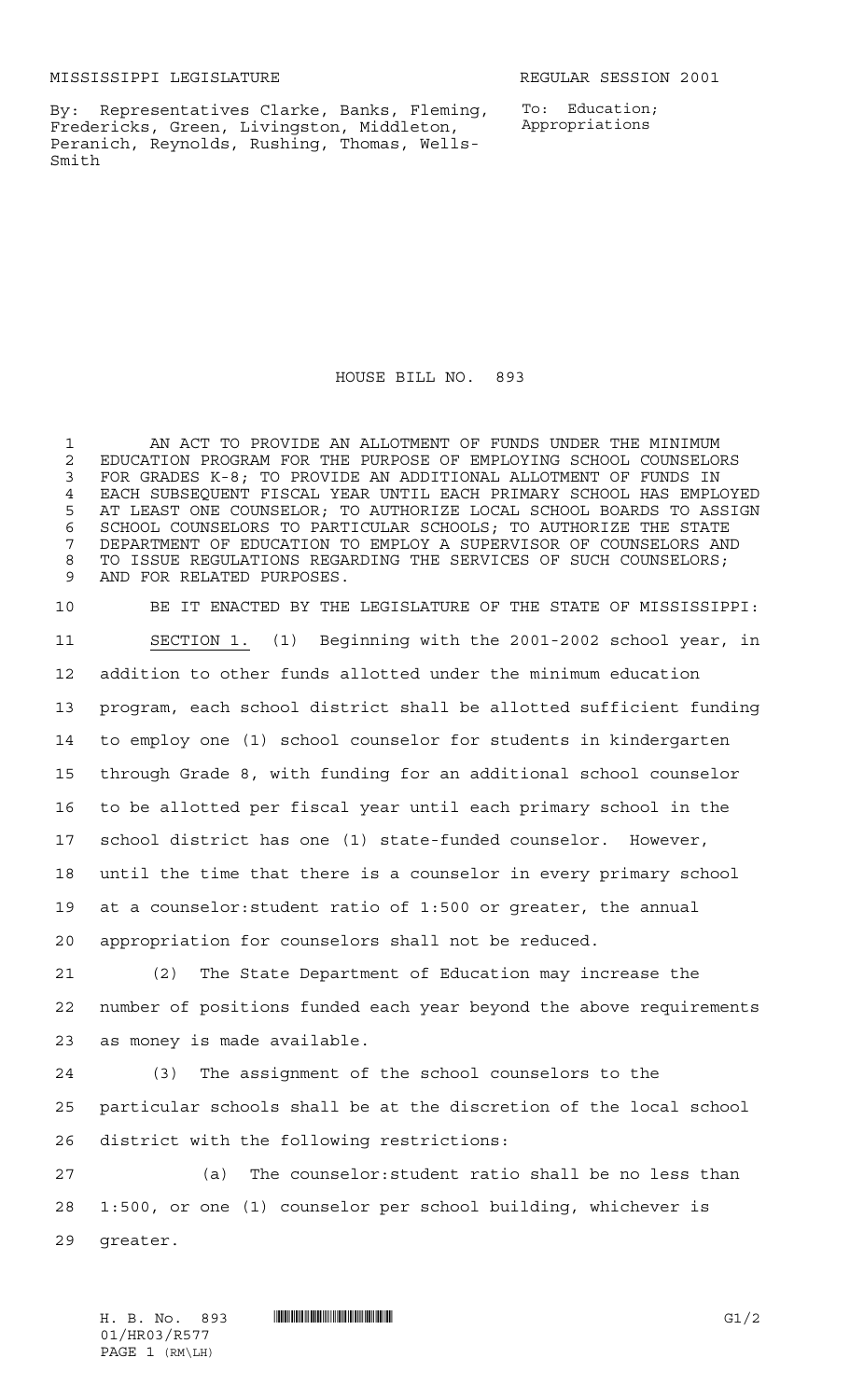MISSISSIPPI LEGISLATURE REGULAR SESSION 2001

By: Representatives Clarke, Banks, Fleming, Fredericks, Green, Livingston, Middleton, Peranich, Reynolds, Rushing, Thomas, Wells-Smith

To: Education; Appropriations

# HOUSE BILL NO. 893

AN ACT TO PROVIDE AN ALLOTMENT OF FUNDS UNDER THE MINIMUM EDUCATION PROGRAM FOR THE PURPOSE OF EMPLOYING SCHOOL COUNSELORS FOR GRADES K-8; TO PROVIDE AN ADDITIONAL ALLOTMENT OF FUNDS IN EACH SUBSEQUENT FISCAL YEAR UNTIL EACH PRIMARY SCHOOL HAS EMPLOYED AT LEAST ONE COUNSELOR; TO AUTHORIZE LOCAL SCHOOL BOARDS TO ASSIGN SCHOOL COUNSELORS TO PARTICULAR SCHOOLS; TO AUTHORIZE THE STATE DEPARTMENT OF EDUCATION TO EMPLOY A SUPERVISOR OF COUNSELORS AND TO ISSUE REGULATIONS REGARDING THE SERVICES OF SUCH COUNSELORS; AND FOR RELATED PURPOSES.

BE IT ENACTED BY THE LEGISLATURE OF THE STATE OF MISSISSIPPI:

SECTION 1. (1) Beginning with the 2001-2002 school year, in addition to other funds allotted under the minimum education program, each school district shall be allotted sufficient funding to employ one (1) school counselor for students in kindergarten through Grade 8, with funding for an additional school counselor to be allotted per fiscal year until each primary school in the school district has one (1) state-funded counselor. However, until the time that there is a counselor in every primary school at a counselor:student ratio of 1:500 or greater, the annual appropriation for counselors shall not be reduced.

(2) The State Department of Education may increase the number of positions funded each year beyond the above requirements as money is made available.

(3) The assignment of the school counselors to the particular schools shall be at the discretion of the local school district with the following restrictions:

(a) The counselor:student ratio shall be no less than 1:500, or one (1) counselor per school building, whichever is greater.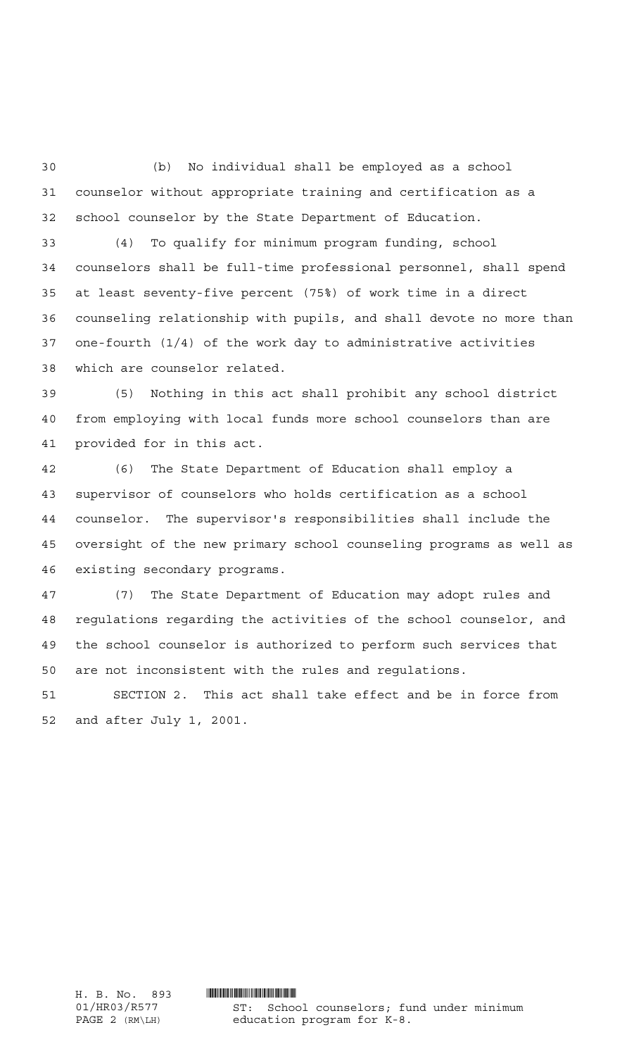(b) No individual shall be employed as a school counselor without appropriate training and certification as a school counselor by the State Department of Education.

(4) To qualify for minimum program funding, school counselors shall be full-time professional personnel, shall spend at least seventy-five percent (75%) of work time in a direct counseling relationship with pupils, and shall devote no more than one-fourth (1/4) of the work day to administrative activities which are counselor related.

(5) Nothing in this act shall prohibit any school district from employing with local funds more school counselors than are provided for in this act.

(6) The State Department of Education shall employ a supervisor of counselors who holds certification as a school counselor. The supervisor's responsibilities shall include the oversight of the new primary school counseling programs as well as existing secondary programs.

(7) The State Department of Education may adopt rules and regulations regarding the activities of the school counselor, and the school counselor is authorized to perform such services that are not inconsistent with the rules and regulations.

SECTION 2. This act shall take effect and be in force from and after July 1, 2001.